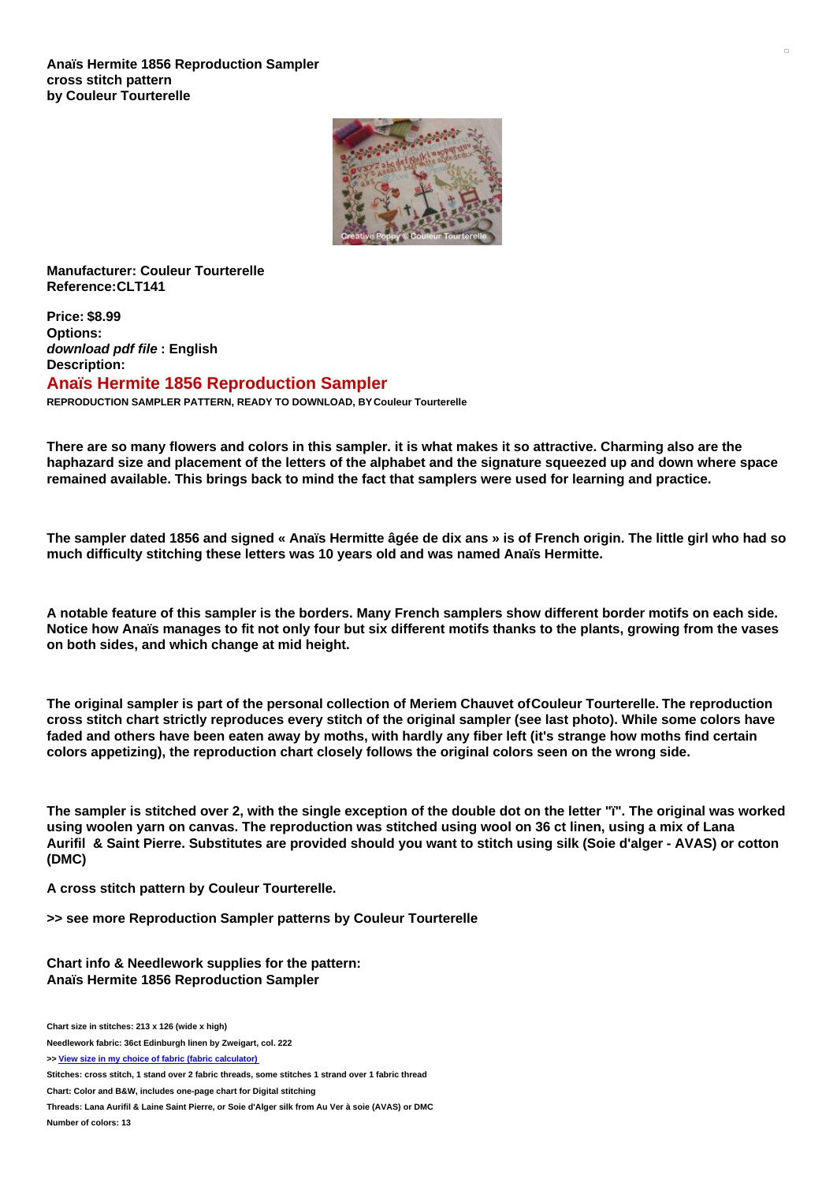**Anaïs Hermite 1856 Reproduction Sampler cross stitch pattern by Couleur Tourterelle**

**Manufacturer: Couleur Tourterelle**
**Reference:CLT141**

**Price: $8.99**
**Options:**
***download pdf file* : English**
**Description:**

## Anaïs Hermite 1856 Reproduction Sampler

**REPRODUCTION SAMPLER PATTERN, READY TO DOWNLOAD, BY Couleur Tourterelle**

**There are so many flowers and colors in this sampler. it is what makes it so attractive. Charming also are the haphazard size and placement of the letters of the alphabet and the signature squeezed up and down where space remained available. This brings back to mind the fact that samplers were used for learning and practice.**

**The sampler dated 1856 and signed « Anaïs Hermitte âgée de dix ans » is of French origin. The little girl who had so much difficulty stitching these letters was 10 years old and was named Anaïs Hermitte.**

**A notable feature of this sampler is the borders. Many French samplers show different border motifs on each side. Notice how Anaïs manages to fit not only four but six different motifs thanks to the plants, growing from the vases on both sides, and which change at mid height.**

**The original sampler is part of the personal collection of Meriem Chauvet ofCouleur Tourterelle. The reproduction cross stitch chart strictly reproduces every stitch of the original sampler (see last photo). While some colors have faded and others have been eaten away by moths, with hardly any fiber left (it's strange how moths find certain colors appetizing), the reproduction chart closely follows the original colors seen on the wrong side.**

**The sampler is stitched over 2, with the single exception of the double dot on the letter "ï". The original was worked using woolen yarn on canvas. The reproduction was stitched using wool on 36 ct linen, using a mix of Lana Aurifil & Saint Pierre. Substitutes are provided should you want to stitch using silk (Soie d'alger - AVAS) or cotton (DMC)**

**A cross stitch pattern by Couleur Tourterelle.**

**>> see more Reproduction Sampler patterns by Couleur Tourterelle**

**Chart info & Needlework supplies for the pattern: Anaïs Hermite 1856 Reproduction Sampler**

**Chart size in stitches: 213 x 126 (wide x high)**

**Needlework fabric: 36ct Edinburgh linen by Zweigart, col. 222**

**>> View size in my choice of fabric (fabric calculator)**

**Stitches: cross stitch, 1 stand over 2 fabric threads, some stitches 1 strand over 1 fabric thread**

**Chart: Color and B&W, includes one-page chart for Digital stitching**

**Threads: Lana Aurifil & Laine Saint Pierre, or Soie d'Alger silk from Au Ver à soie (AVAS) or DMC**

**Number of colors: 13**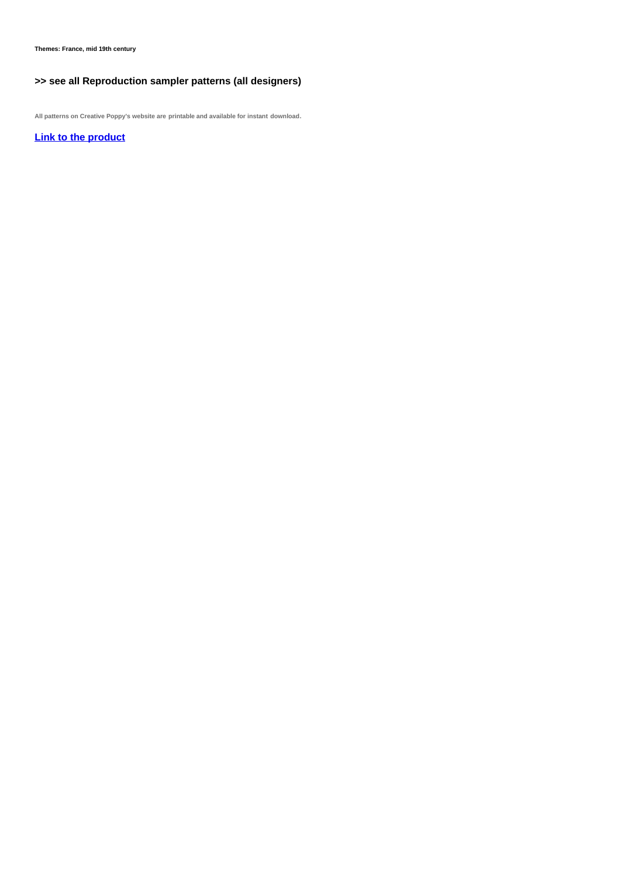**Themes: France, mid 19th century**

### >> see all Reproduction sampler patterns (all designers)

All patterns on Creative Poppy's website are printable and available for instant download.

**Link to the product**